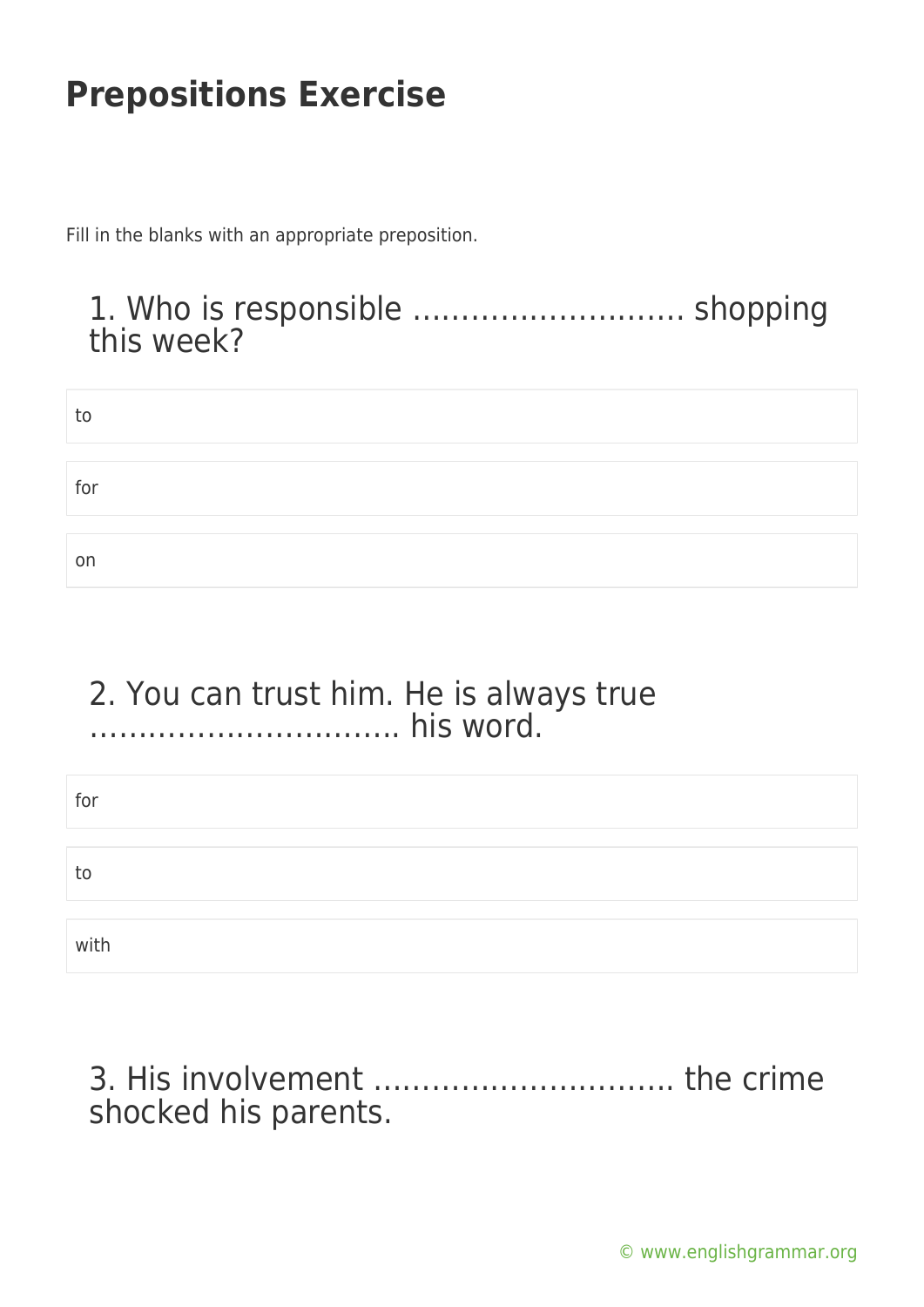# Prepositions Exercise

Fill in the blanks with an appropriate preposition.

### 1. Who is responsible ………………………. shopping this week?

- to
- for
- on

### 2. You can trust him. He is always true ………………………….. his word.

- for
- to
- with

### 3. His involvement ………………………….. the crime shocked his parents.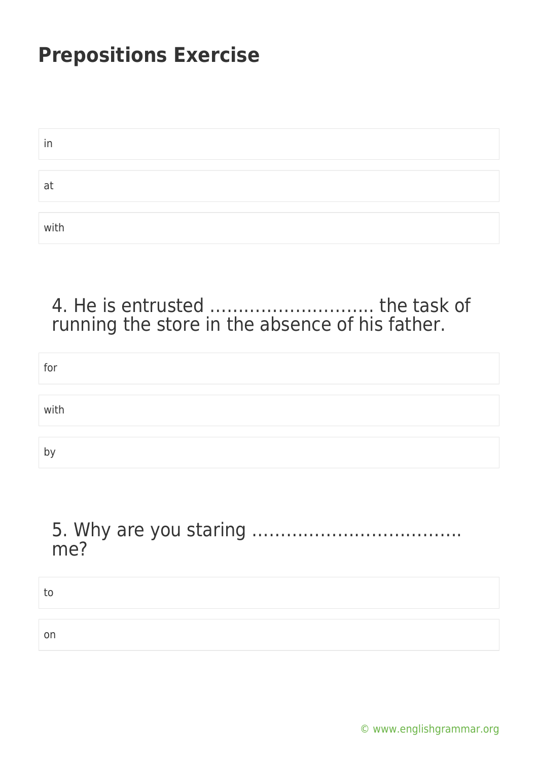# Prepositions Exercise

in

at

with

4. He is entrusted ……………………….. the task of running the store in the absence of his father.

for

with

by

5. Why are you staring ………………………………. me?

to

on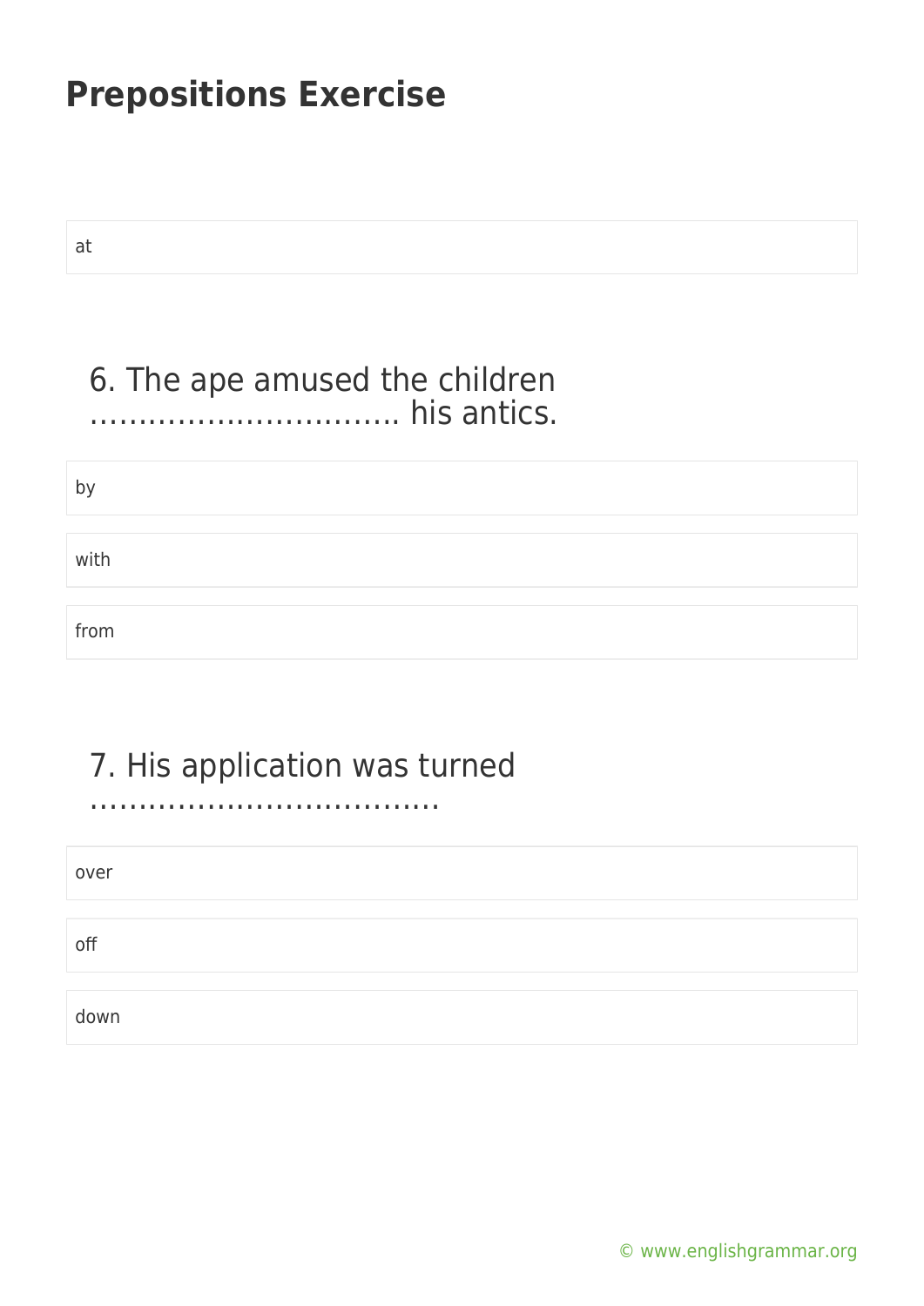# Prepositions Exercise

at

6. The ape amused the children ………………………….. his antics.

by

with

from

7. His application was turned ……………………………….

over

off

down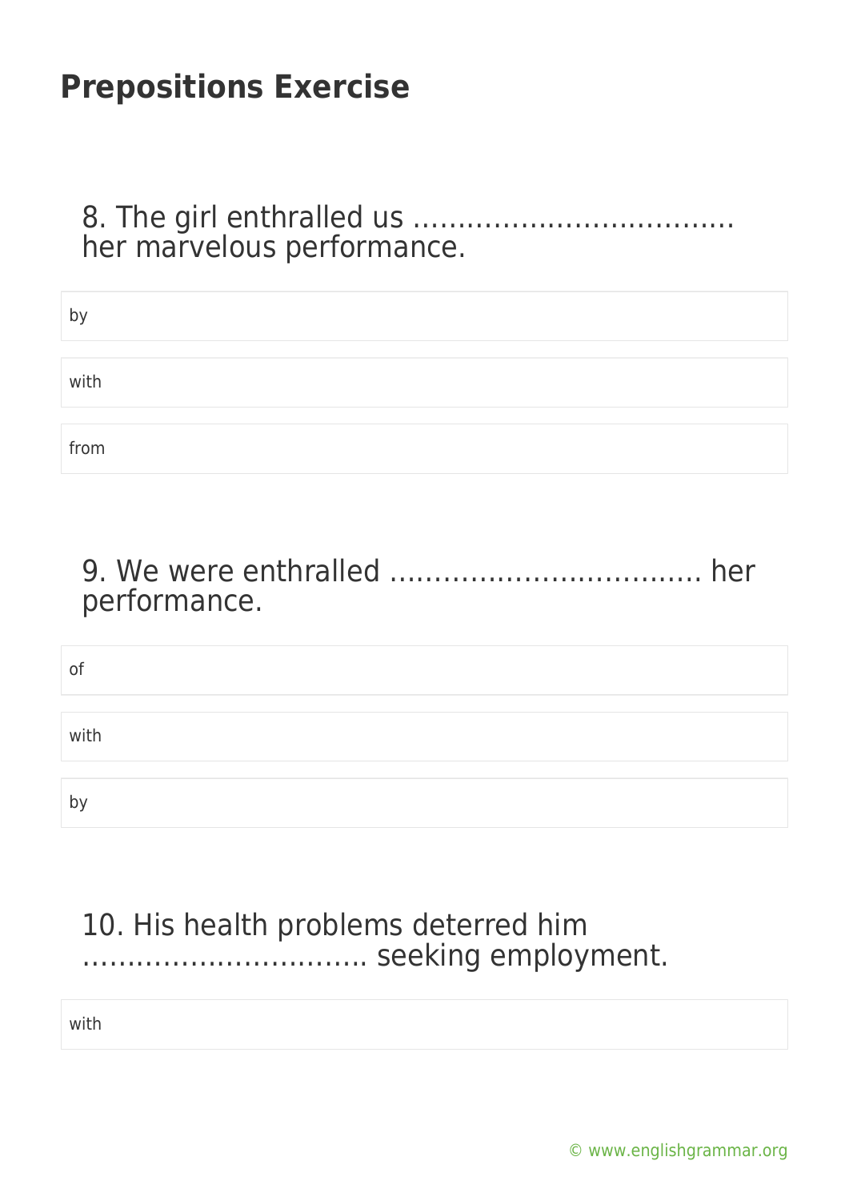# Prepositions Exercise

8. The girl enthralled us ………………………………. her marvelous performance.

- by
- with
- from

9. We were enthralled ……………………………… her performance.

- of
- with
- by

10. His health problems deterred him ………………………….. seeking employment.

- with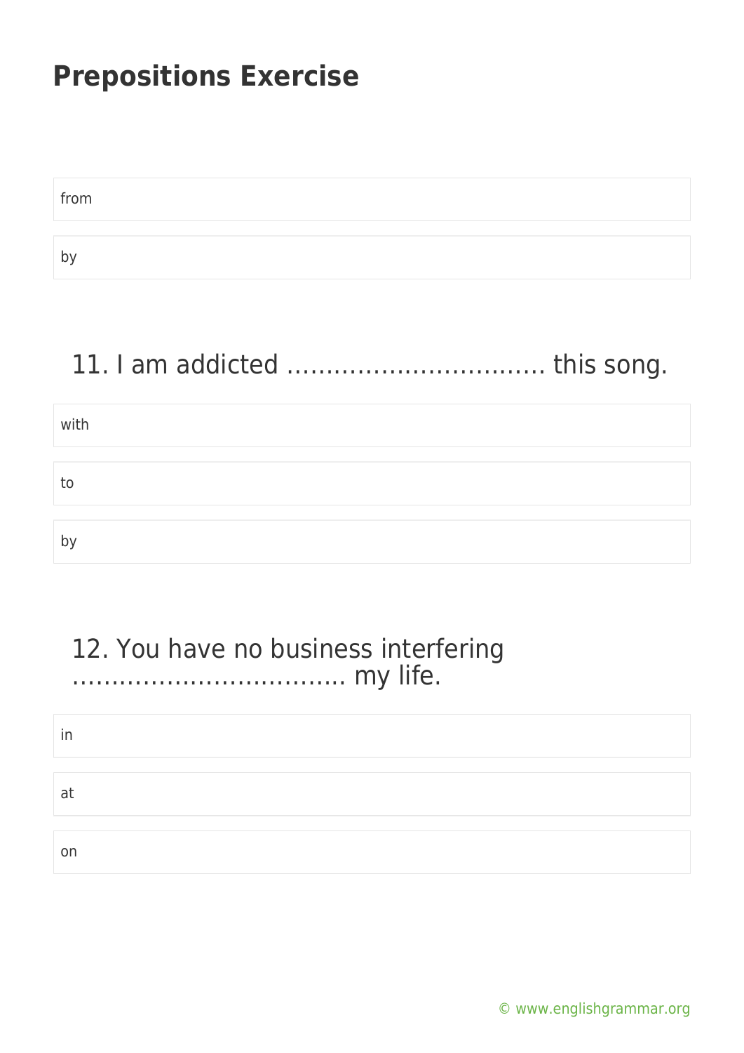# Prepositions Exercise

from

by

11. I am addicted ................................ this song.

with

to

by

12. You have no business interfering .................................. my life.

in

at

on

© www.englishgrammar.org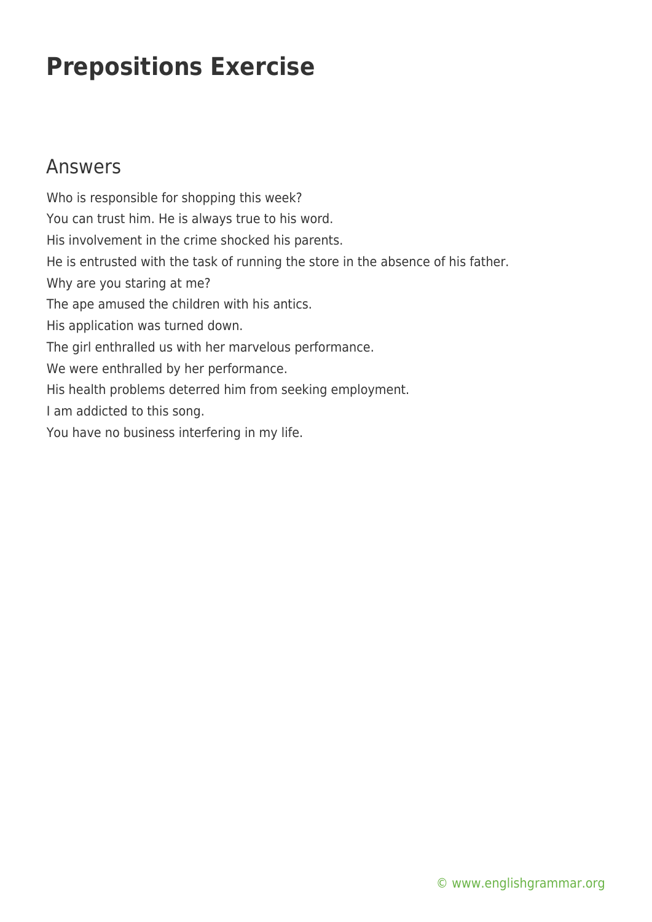# Prepositions Exercise

## Answers

Who is responsible for shopping this week?

You can trust him. He is always true to his word.

His involvement in the crime shocked his parents.

He is entrusted with the task of running the store in the absence of his father.

Why are you staring at me?

The ape amused the children with his antics.

His application was turned down.

The girl enthralled us with her marvelous performance.

We were enthralled by her performance.

His health problems deterred him from seeking employment.

I am addicted to this song.

You have no business interfering in my life.